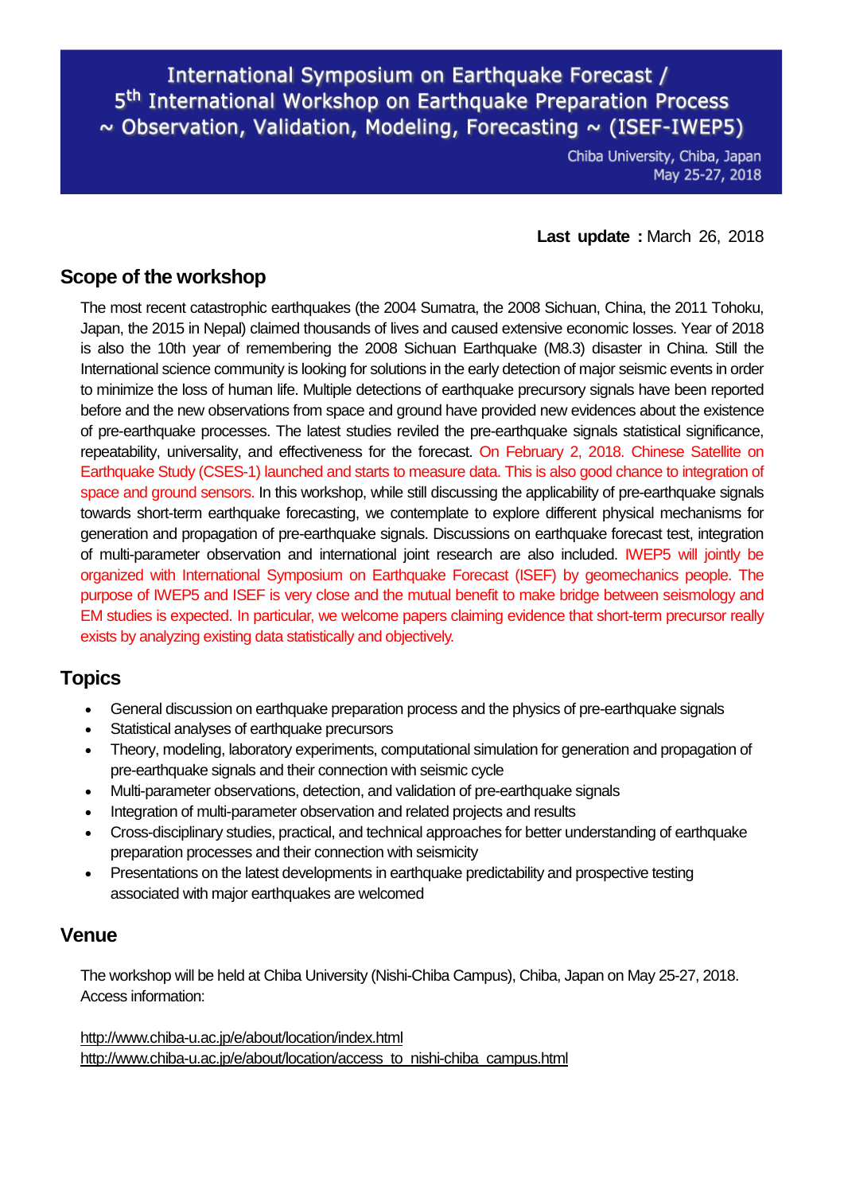# International Symposium on Earthquake Forecast / 5th International Workshop on Earthquake Preparation Process ~ Observation, Validation, Modeling, Forecasting ~ (ISEF-IWEP5)

Chiba University, Chiba, Japan
May 25-27, 2018

**Last update :** March 26, 2018

## Scope of the workshop

The most recent catastrophic earthquakes (the 2004 Sumatra, the 2008 Sichuan, China, the 2011 Tohoku, Japan, the 2015 in Nepal) claimed thousands of lives and caused extensive economic losses. Year of 2018 is also the 10th year of remembering the 2008 Sichuan Earthquake (M8.3) disaster in China. Still the International science community is looking for solutions in the early detection of major seismic events in order to minimize the loss of human life. Multiple detections of earthquake precursory signals have been reported before and the new observations from space and ground have provided new evidences about the existence of pre-earthquake processes. The latest studies reviled the pre-earthquake signals statistical significance, repeatability, universality, and effectiveness for the forecast. On February 2, 2018. Chinese Satellite on Earthquake Study (CSES-1) launched and starts to measure data. This is also good chance to integration of space and ground sensors. In this workshop, while still discussing the applicability of pre-earthquake signals towards short-term earthquake forecasting, we contemplate to explore different physical mechanisms for generation and propagation of pre-earthquake signals. Discussions on earthquake forecast test, integration of multi-parameter observation and international joint research are also included. IWEP5 will jointly be organized with International Symposium on Earthquake Forecast (ISEF) by geomechanics people. The purpose of IWEP5 and ISEF is very close and the mutual benefit to make bridge between seismology and EM studies is expected. In particular, we welcome papers claiming evidence that short-term precursor really exists by analyzing existing data statistically and objectively.

## Topics

- General discussion on earthquake preparation process and the physics of pre-earthquake signals
- Statistical analyses of earthquake precursors
- Theory, modeling, laboratory experiments, computational simulation for generation and propagation of pre-earthquake signals and their connection with seismic cycle
- Multi-parameter observations, detection, and validation of pre-earthquake signals
- Integration of multi-parameter observation and related projects and results
- Cross-disciplinary studies, practical, and technical approaches for better understanding of earthquake preparation processes and their connection with seismicity
- Presentations on the latest developments in earthquake predictability and prospective testing associated with major earthquakes are welcomed

## Venue

The workshop will be held at Chiba University (Nishi-Chiba Campus), Chiba, Japan on May 25-27, 2018.
Access information:

http://www.chiba-u.ac.jp/e/about/location/index.html
http://www.chiba-u.ac.jp/e/about/location/access_to_nishi-chiba_campus.html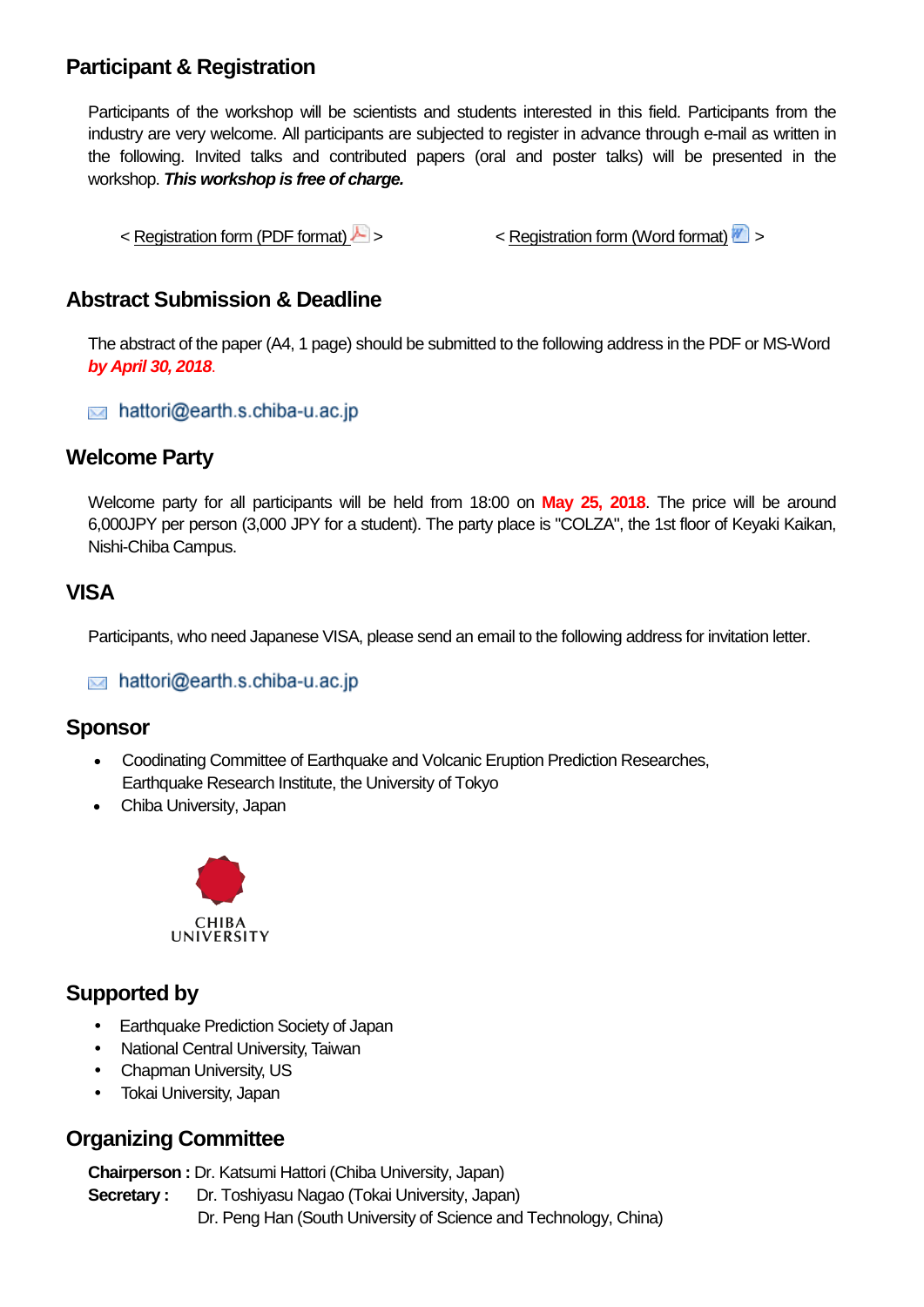## Participant & Registration

Participants of the workshop will be scientists and students interested in this field. Participants from the industry are very welcome. All participants are subjected to register in advance through e-mail as written in the following. Invited talks and contributed papers (oral and poster talks) will be presented in the workshop. ***This workshop is free of charge.***

< Registration form (PDF format) >　　　　< Registration form (Word format) >

## Abstract Submission & Deadline

The abstract of the paper (A4, 1 page) should be submitted to the following address in the PDF or MS-Word ***by April 30, 2018***.

hattori@earth.s.chiba-u.ac.jp

## Welcome Party

Welcome party for all participants will be held from 18:00 on **May 25, 2018**. The price will be around 6,000JPY per person (3,000 JPY for a student). The party place is "COLZA", the 1st floor of Keyaki Kaikan, Nishi-Chiba Campus.

## VISA

Participants, who need Japanese VISA, please send an email to the following address for invitation letter.

hattori@earth.s.chiba-u.ac.jp

## Sponsor

- Coodinating Committee of Earthquake and Volcanic Eruption Prediction Researches, Earthquake Research Institute, the University of Tokyo
- Chiba University, Japan

CHIBA UNIVERSITY

## Supported by

- Earthquake Prediction Society of Japan
- National Central University, Taiwan
- Chapman University, US
- Tokai University, Japan

## Organizing Committee

**Chairperson :** Dr. Katsumi Hattori (Chiba University, Japan)
**Secretary :** Dr. Toshiyasu Nagao (Tokai University, Japan)
Dr. Peng Han (South University of Science and Technology, China)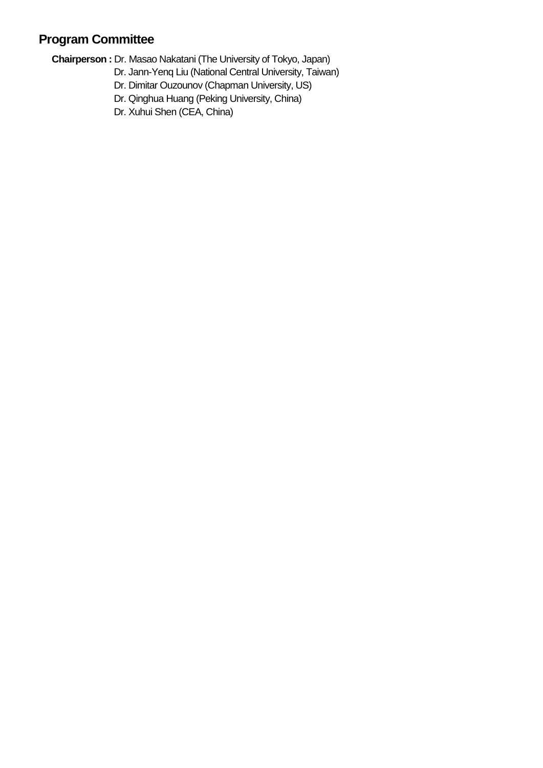## Program Committee

**Chairperson :** Dr. Masao Nakatani (The University of Tokyo, Japan)
Dr. Jann-Yenq Liu (National Central University, Taiwan)
Dr. Dimitar Ouzounov (Chapman University, US)
Dr. Qinghua Huang (Peking University, China)
Dr. Xuhui Shen (CEA, China)